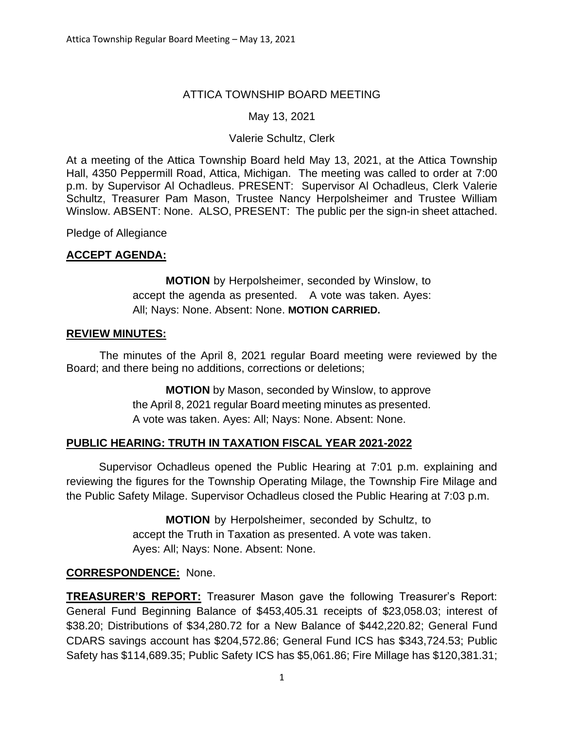ATTICA TOWNSHIP BOARD MEETING

May 13, 2021

Valerie Schultz, Clerk

At a meeting of the Attica Township Board held May 13, 2021, at the Attica Township Hall, 4350 Peppermill Road, Attica, Michigan. The meeting was called to order at 7:00 p.m. by Supervisor Al Ochadleus. PRESENT: Supervisor Al Ochadleus, Clerk Valerie Schultz, Treasurer Pam Mason, Trustee Nancy Herpolsheimer and Trustee William Winslow. ABSENT: None. ALSO, PRESENT: The public per the sign-in sheet attached.

Pledge of Allegiance

## ACCEPT AGENDA:

> **MOTION** by Herpolsheimer, seconded by Winslow, to accept the agenda as presented. A vote was taken. Ayes: All; Nays: None. Absent: None. **MOTION CARRIED.**

## REVIEW MINUTES:

The minutes of the April 8, 2021 regular Board meeting were reviewed by the Board; and there being no additions, corrections or deletions;

> **MOTION** by Mason, seconded by Winslow, to approve the April 8, 2021 regular Board meeting minutes as presented. A vote was taken. Ayes: All; Nays: None. Absent: None.

## PUBLIC HEARING: TRUTH IN TAXATION FISCAL YEAR 2021-2022

Supervisor Ochadleus opened the Public Hearing at 7:01 p.m. explaining and reviewing the figures for the Township Operating Milage, the Township Fire Milage and the Public Safety Milage. Supervisor Ochadleus closed the Public Hearing at 7:03 p.m.

> **MOTION** by Herpolsheimer, seconded by Schultz, to accept the Truth in Taxation as presented. A vote was taken. Ayes: All; Nays: None. Absent: None.

**CORRESPONDENCE:** None.

**TREASURER'S REPORT:** Treasurer Mason gave the following Treasurer's Report: General Fund Beginning Balance of $453,405.31 receipts of $23,058.03; interest of $38.20; Distributions of $34,280.72 for a New Balance of $442,220.82; General Fund CDARS savings account has $204,572.86; General Fund ICS has $343,724.53; Public Safety has $114,689.35; Public Safety ICS has $5,061.86; Fire Millage has $120,381.31;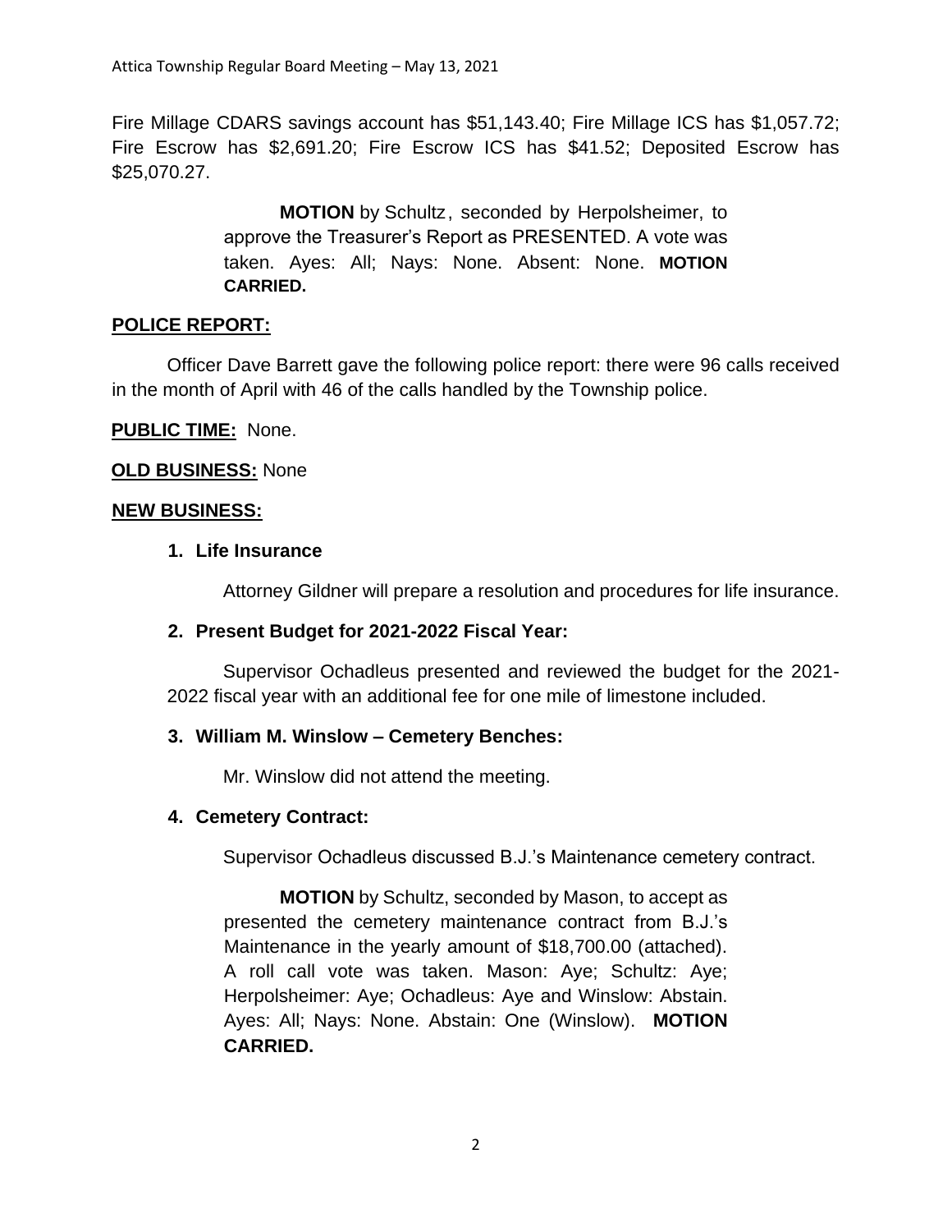Fire Millage CDARS savings account has $51,143.40; Fire Millage ICS has $1,057.72; Fire Escrow has $2,691.20; Fire Escrow ICS has $41.52; Deposited Escrow has $25,070.27.

> **MOTION** by Schultz, seconded by Herpolsheimer, to approve the Treasurer's Report as PRESENTED. A vote was taken. Ayes: All; Nays: None. Absent: None. **MOTION CARRIED.**

## POLICE REPORT:

Officer Dave Barrett gave the following police report: there were 96 calls received in the month of April with 46 of the calls handled by the Township police.

**PUBLIC TIME:** None.

**OLD BUSINESS:** None

## NEW BUSINESS:

### 1. Life Insurance

Attorney Gildner will prepare a resolution and procedures for life insurance.

### 2. Present Budget for 2021-2022 Fiscal Year:

Supervisor Ochadleus presented and reviewed the budget for the 2021-2022 fiscal year with an additional fee for one mile of limestone included.

### 3. William M. Winslow – Cemetery Benches:

Mr. Winslow did not attend the meeting.

### 4. Cemetery Contract:

Supervisor Ochadleus discussed B.J.'s Maintenance cemetery contract.

> **MOTION** by Schultz, seconded by Mason, to accept as presented the cemetery maintenance contract from B.J.'s Maintenance in the yearly amount of $18,700.00 (attached). A roll call vote was taken. Mason: Aye; Schultz: Aye; Herpolsheimer: Aye; Ochadleus: Aye and Winslow: Abstain. Ayes: All; Nays: None. Abstain: One (Winslow). **MOTION CARRIED.**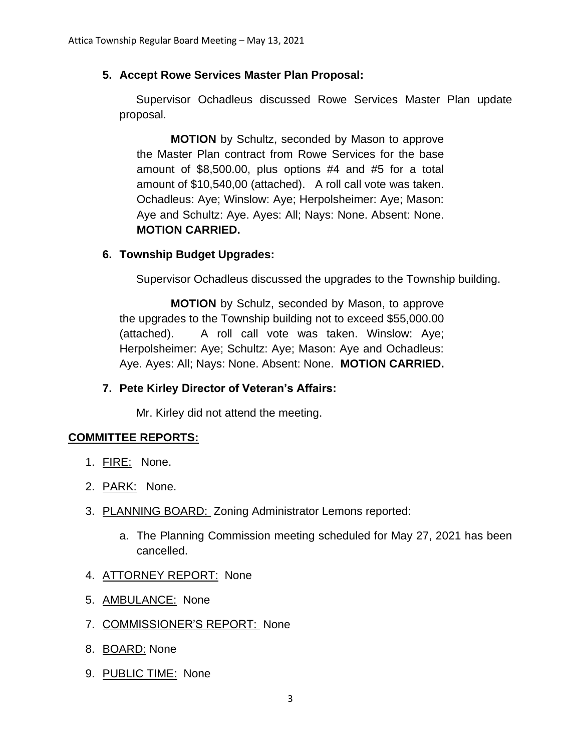**5. Accept Rowe Services Master Plan Proposal:**

Supervisor Ochadleus discussed Rowe Services Master Plan update proposal.

> **MOTION** by Schultz, seconded by Mason to approve the Master Plan contract from Rowe Services for the base amount of $8,500.00, plus options #4 and #5 for a total amount of $10,540,00 (attached). A roll call vote was taken. Ochadleus: Aye; Winslow: Aye; Herpolsheimer: Aye; Mason: Aye and Schultz: Aye. Ayes: All; Nays: None. Absent: None. **MOTION CARRIED.**

**6. Township Budget Upgrades:**

Supervisor Ochadleus discussed the upgrades to the Township building.

> **MOTION** by Schulz, seconded by Mason, to approve the upgrades to the Township building not to exceed $55,000.00 (attached). A roll call vote was taken. Winslow: Aye; Herpolsheimer: Aye; Schultz: Aye; Mason: Aye and Ochadleus: Aye. Ayes: All; Nays: None. Absent: None. **MOTION CARRIED.**

**7. Pete Kirley Director of Veteran's Affairs:**

Mr. Kirley did not attend the meeting.

## COMMITTEE REPORTS:

1. FIRE: None.
2. PARK: None.
3. PLANNING BOARD: Zoning Administrator Lemons reported:
   a. The Planning Commission meeting scheduled for May 27, 2021 has been cancelled.
4. ATTORNEY REPORT: None
5. AMBULANCE: None

7\. COMMISSIONER'S REPORT: None

8\. BOARD: None

9\. PUBLIC TIME: None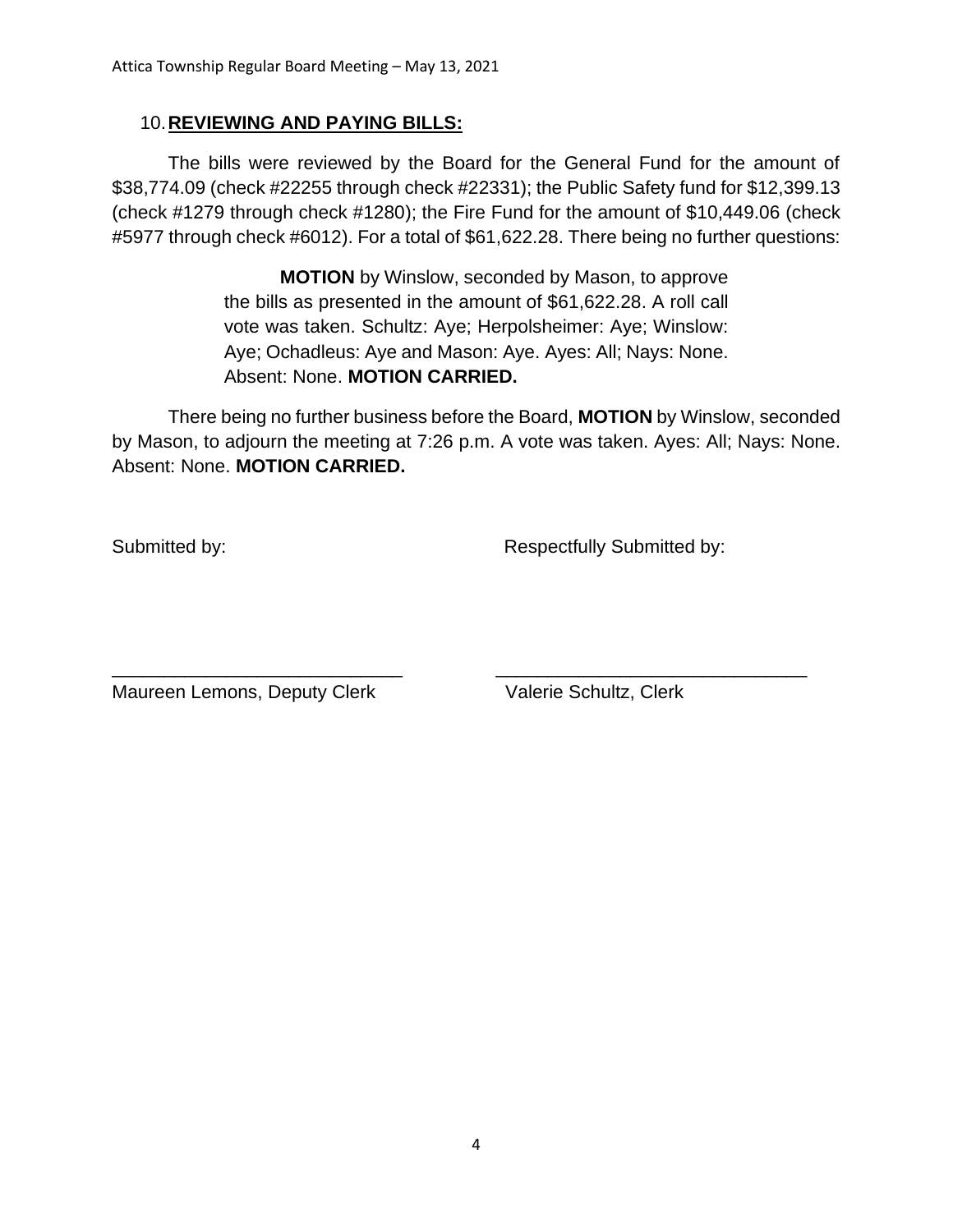## 10. REVIEWING AND PAYING BILLS:

The bills were reviewed by the Board for the General Fund for the amount of $38,774.09 (check #22255 through check #22331); the Public Safety fund for $12,399.13 (check #1279 through check #1280); the Fire Fund for the amount of $10,449.06 (check #5977 through check #6012). For a total of $61,622.28. There being no further questions:

> **MOTION** by Winslow, seconded by Mason, to approve the bills as presented in the amount of $61,622.28. A roll call vote was taken. Schultz: Aye; Herpolsheimer: Aye; Winslow: Aye; Ochadleus: Aye and Mason: Aye. Ayes: All; Nays: None. Absent: None. **MOTION CARRIED.**

There being no further business before the Board, **MOTION** by Winslow, seconded by Mason, to adjourn the meeting at 7:26 p.m. A vote was taken. Ayes: All; Nays: None. Absent: None. **MOTION CARRIED.**

Submitted by:

\_\_\_\_\_\_\_\_\_\_\_\_\_\_\_\_\_\_\_\_\_\_\_\_\_\_\_\_
Maureen Lemons, Deputy Clerk

Respectfully Submitted by:

\_\_\_\_\_\_\_\_\_\_\_\_\_\_\_\_\_\_\_\_\_\_\_\_\_\_\_\_\_\_
Valerie Schultz, Clerk